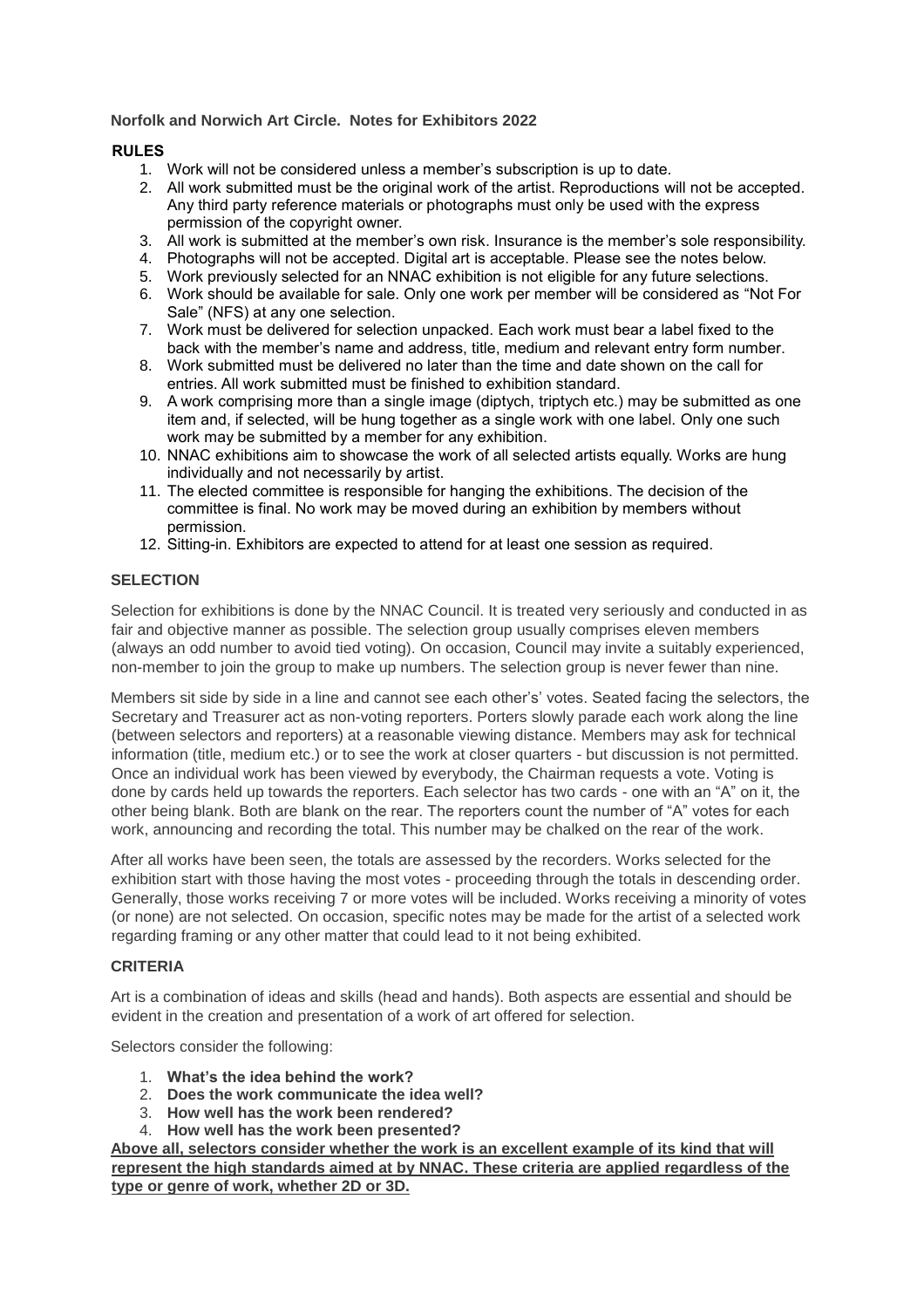**Norfolk and Norwich Art Circle. Notes for Exhibitors 2022**

## RULES

1. Work will not be considered unless a member's subscription is up to date.
2. All work submitted must be the original work of the artist. Reproductions will not be accepted. Any third party reference materials or photographs must only be used with the express permission of the copyright owner.
3. All work is submitted at the member's own risk. Insurance is the member's sole responsibility.
4. Photographs will not be accepted. Digital art is acceptable. Please see the notes below.
5. Work previously selected for an NNAC exhibition is not eligible for any future selections.
6. Work should be available for sale. Only one work per member will be considered as "Not For Sale" (NFS) at any one selection.
7. Work must be delivered for selection unpacked. Each work must bear a label fixed to the back with the member's name and address, title, medium and relevant entry form number.
8. Work submitted must be delivered no later than the time and date shown on the call for entries. All work submitted must be finished to exhibition standard.
9. A work comprising more than a single image (diptych, triptych etc.) may be submitted as one item and, if selected, will be hung together as a single work with one label. Only one such work may be submitted by a member for any exhibition.
10. NNAC exhibitions aim to showcase the work of all selected artists equally. Works are hung individually and not necessarily by artist.
11. The elected committee is responsible for hanging the exhibitions. The decision of the committee is final. No work may be moved during an exhibition by members without permission.
12. Sitting-in. Exhibitors are expected to attend for at least one session as required.

## SELECTION

Selection for exhibitions is done by the NNAC Council. It is treated very seriously and conducted in as fair and objective manner as possible. The selection group usually comprises eleven members (always an odd number to avoid tied voting). On occasion, Council may invite a suitably experienced, non-member to join the group to make up numbers. The selection group is never fewer than nine.

Members sit side by side in a line and cannot see each other's' votes. Seated facing the selectors, the Secretary and Treasurer act as non-voting reporters. Porters slowly parade each work along the line (between selectors and reporters) at a reasonable viewing distance. Members may ask for technical information (title, medium etc.) or to see the work at closer quarters - but discussion is not permitted. Once an individual work has been viewed by everybody, the Chairman requests a vote. Voting is done by cards held up towards the reporters. Each selector has two cards - one with an "A" on it, the other being blank. Both are blank on the rear. The reporters count the number of "A" votes for each work, announcing and recording the total. This number may be chalked on the rear of the work.

After all works have been seen, the totals are assessed by the recorders. Works selected for the exhibition start with those having the most votes - proceeding through the totals in descending order. Generally, those works receiving 7 or more votes will be included. Works receiving a minority of votes (or none) are not selected. On occasion, specific notes may be made for the artist of a selected work regarding framing or any other matter that could lead to it not being exhibited.

## CRITERIA

Art is a combination of ideas and skills (head and hands). Both aspects are essential and should be evident in the creation and presentation of a work of art offered for selection.

Selectors consider the following:

1. **What's the idea behind the work?**
2. **Does the work communicate the idea well?**
3. **How well has the work been rendered?**
4. **How well has the work been presented?**

**Above all, selectors consider whether the work is an excellent example of its kind that will represent the high standards aimed at by NNAC. These criteria are applied regardless of the type or genre of work, whether 2D or 3D.**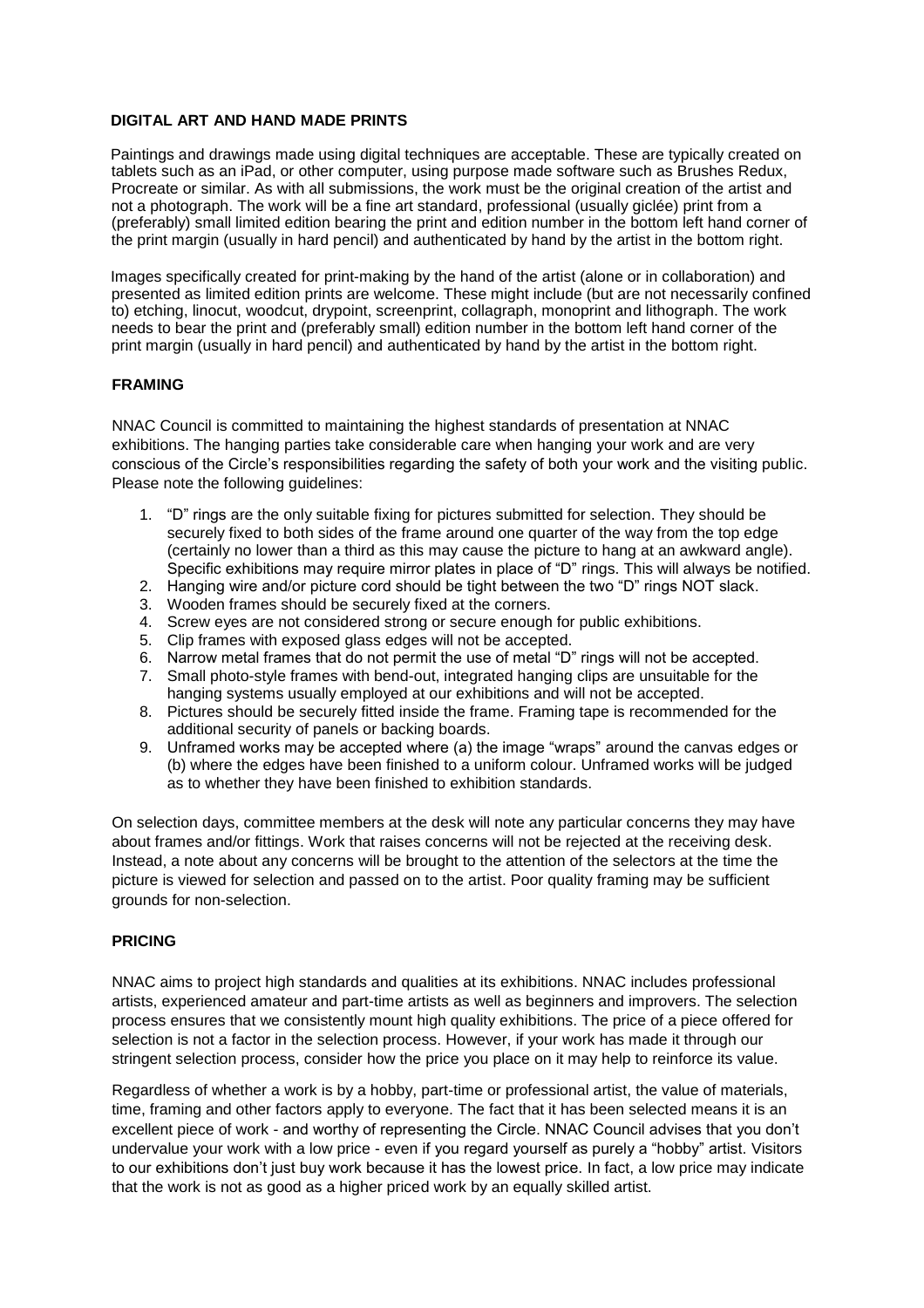## DIGITAL ART AND HAND MADE PRINTS

Paintings and drawings made using digital techniques are acceptable. These are typically created on tablets such as an iPad, or other computer, using purpose made software such as Brushes Redux, Procreate or similar. As with all submissions, the work must be the original creation of the artist and not a photograph. The work will be a fine art standard, professional (usually giclée) print from a (preferably) small limited edition bearing the print and edition number in the bottom left hand corner of the print margin (usually in hard pencil) and authenticated by hand by the artist in the bottom right.

Images specifically created for print-making by the hand of the artist (alone or in collaboration) and presented as limited edition prints are welcome. These might include (but are not necessarily confined to) etching, linocut, woodcut, drypoint, screenprint, collagraph, monoprint and lithograph. The work needs to bear the print and (preferably small) edition number in the bottom left hand corner of the print margin (usually in hard pencil) and authenticated by hand by the artist in the bottom right.

## FRAMING

NNAC Council is committed to maintaining the highest standards of presentation at NNAC exhibitions. The hanging parties take considerable care when hanging your work and are very conscious of the Circle's responsibilities regarding the safety of both your work and the visiting public. Please note the following guidelines:

1. "D" rings are the only suitable fixing for pictures submitted for selection. They should be securely fixed to both sides of the frame around one quarter of the way from the top edge (certainly no lower than a third as this may cause the picture to hang at an awkward angle). Specific exhibitions may require mirror plates in place of "D" rings. This will always be notified.
2. Hanging wire and/or picture cord should be tight between the two "D" rings NOT slack.
3. Wooden frames should be securely fixed at the corners.
4. Screw eyes are not considered strong or secure enough for public exhibitions.
5. Clip frames with exposed glass edges will not be accepted.
6. Narrow metal frames that do not permit the use of metal "D" rings will not be accepted.
7. Small photo-style frames with bend-out, integrated hanging clips are unsuitable for the hanging systems usually employed at our exhibitions and will not be accepted.
8. Pictures should be securely fitted inside the frame. Framing tape is recommended for the additional security of panels or backing boards.
9. Unframed works may be accepted where (a) the image "wraps" around the canvas edges or (b) where the edges have been finished to a uniform colour. Unframed works will be judged as to whether they have been finished to exhibition standards.

On selection days, committee members at the desk will note any particular concerns they may have about frames and/or fittings. Work that raises concerns will not be rejected at the receiving desk. Instead, a note about any concerns will be brought to the attention of the selectors at the time the picture is viewed for selection and passed on to the artist. Poor quality framing may be sufficient grounds for non-selection.

## PRICING

NNAC aims to project high standards and qualities at its exhibitions. NNAC includes professional artists, experienced amateur and part-time artists as well as beginners and improvers. The selection process ensures that we consistently mount high quality exhibitions. The price of a piece offered for selection is not a factor in the selection process. However, if your work has made it through our stringent selection process, consider how the price you place on it may help to reinforce its value.

Regardless of whether a work is by a hobby, part-time or professional artist, the value of materials, time, framing and other factors apply to everyone. The fact that it has been selected means it is an excellent piece of work - and worthy of representing the Circle. NNAC Council advises that you don't undervalue your work with a low price - even if you regard yourself as purely a "hobby" artist. Visitors to our exhibitions don't just buy work because it has the lowest price. In fact, a low price may indicate that the work is not as good as a higher priced work by an equally skilled artist.